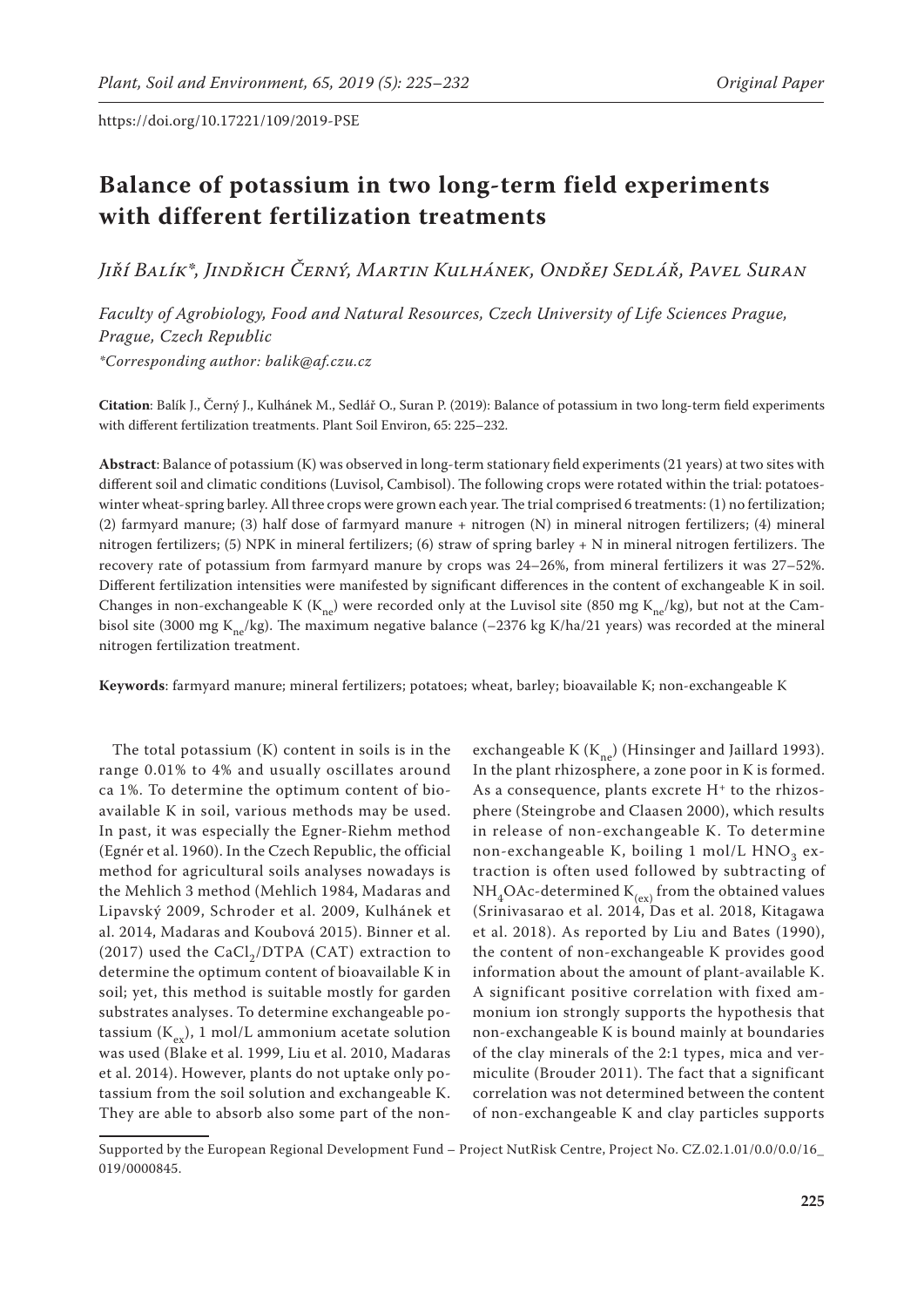https://doi.org/10.17221/109/2019-PSE

# Balance of potassium in two long-term field experiments with different fertilization treatments

*Jiří Balík\*, Jindřich Černý, Martin Kulhánek, Ondřej Sedlář, Pavel Suran*

*Faculty of Agrobiology, Food and Natural Resources, Czech University of Life Sciences Prague, Prague, Czech Republic*

*\*Corresponding author: balik@af.czu.cz*

**Citation**: Balík J., Černý J., Kulhánek M., Sedlář O., Suran P. (2019): Balance of potassium in two long-term field experiments with different fertilization treatments. Plant Soil Environ, 65: 225–232.

**Abstract**: Balance of potassium (K) was observed in long-term stationary field experiments (21 years) at two sites with different soil and climatic conditions (Luvisol, Cambisol). The following crops were rotated within the trial: potatoes-winter wheat-spring barley. All three crops were grown each year. The trial comprised 6 treatments: (1) no fertilization; (2) farmyard manure; (3) half dose of farmyard manure + nitrogen (N) in mineral nitrogen fertilizers; (4) mineral nitrogen fertilizers; (5) NPK in mineral fertilizers; (6) straw of spring barley + N in mineral nitrogen fertilizers. The recovery rate of potassium from farmyard manure by crops was 24–26%, from mineral fertilizers it was 27–52%. Different fertilization intensities were manifested by significant differences in the content of exchangeable K in soil. Changes in non-exchangeable K ($K_{ne}$) were recorded only at the Luvisol site (850 mg $K_{ne}$/kg), but not at the Cambisol site (3000 mg $K_{ne}$/kg). The maximum negative balance (–2376 kg K/ha/21 years) was recorded at the mineral nitrogen fertilization treatment.

**Keywords**: farmyard manure; mineral fertilizers; potatoes; wheat, barley; bioavailable K; non-exchangeable K

The total potassium (K) content in soils is in the range 0.01% to 4% and usually oscillates around ca 1%. To determine the optimum content of bioavailable K in soil, various methods may be used. In past, it was especially the Egner-Riehm method (Egnér et al. 1960). In the Czech Republic, the official method for agricultural soils analyses nowadays is the Mehlich 3 method (Mehlich 1984, Madaras and Lipavský 2009, Schroder et al. 2009, Kulhánek et al. 2014, Madaras and Koubová 2015). Binner et al. (2017) used the $CaCl_2$/DTPA (CAT) extraction to determine the optimum content of bioavailable K in soil; yet, this method is suitable mostly for garden substrates analyses. To determine exchangeable potassium ($K_{ex}$), 1 mol/L ammonium acetate solution was used (Blake et al. 1999, Liu et al. 2010, Madaras et al. 2014). However, plants do not uptake only potassium from the soil solution and exchangeable K. They are able to absorb also some part of the non-exchangeable K ($K_{ne}$) (Hinsinger and Jaillard 1993). In the plant rhizosphere, a zone poor in K is formed. As a consequence, plants excrete $H^+$ to the rhizosphere (Steingrobe and Claasen 2000), which results in release of non-exchangeable K. To determine non-exchangeable K, boiling 1 mol/L $HNO_3$ extraction is often used followed by subtracting of $NH_4OAc$-determined $K_{(ex)}$ from the obtained values (Srinivasarao et al. 2014, Das et al. 2018, Kitagawa et al. 2018). As reported by Liu and Bates (1990), the content of non-exchangeable K provides good information about the amount of plant-available K. A significant positive correlation with fixed ammonium ion strongly supports the hypothesis that non-exchangeable K is bound mainly at boundaries of the clay minerals of the 2:1 types, mica and vermiculite (Brouder 2011). The fact that a significant correlation was not determined between the content of non-exchangeable K and clay particles supports

Supported by the European Regional Development Fund – Project NutRisk Centre, Project No. CZ.02.1.01/0.0/0.0/16_019/0000845.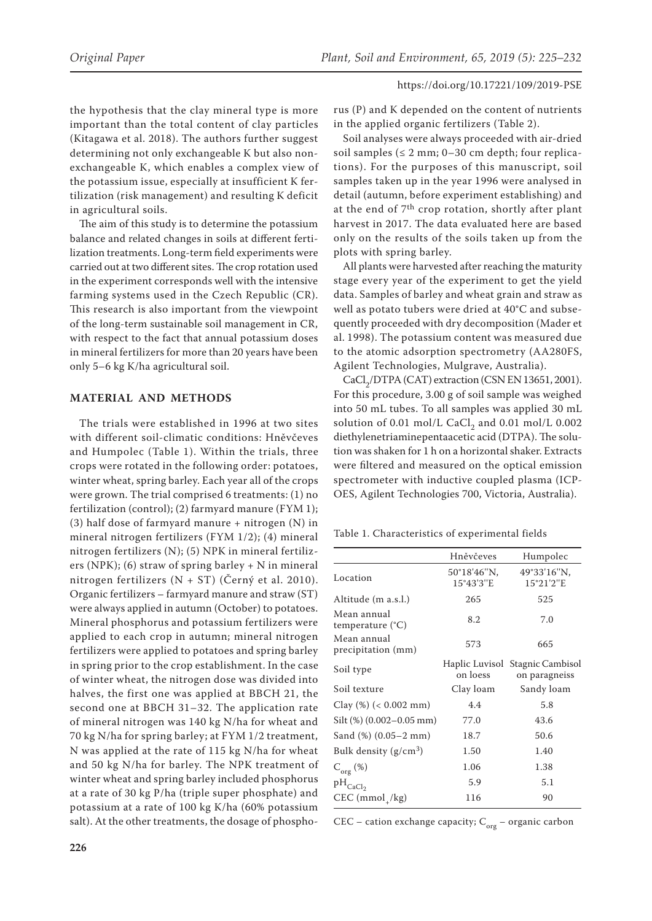the hypothesis that the clay mineral type is more important than the total content of clay particles (Kitagawa et al. 2018). The authors further suggest determining not only exchangeable K but also non-exchangeable K, which enables a complex view of the potassium issue, especially at insufficient K fertilization (risk management) and resulting K deficit in agricultural soils.

The aim of this study is to determine the potassium balance and related changes in soils at different fertilization treatments. Long-term field experiments were carried out at two different sites. The crop rotation used in the experiment corresponds well with the intensive farming systems used in the Czech Republic (CR). This research is also important from the viewpoint of the long-term sustainable soil management in CR, with respect to the fact that annual potassium doses in mineral fertilizers for more than 20 years have been only 5–6 kg K/ha agricultural soil.

## MATERIAL AND METHODS

The trials were established in 1996 at two sites with different soil-climatic conditions: Hněvčeves and Humpolec (Table 1). Within the trials, three crops were rotated in the following order: potatoes, winter wheat, spring barley. Each year all of the crops were grown. The trial comprised 6 treatments: (1) no fertilization (control); (2) farmyard manure (FYM 1); (3) half dose of farmyard manure + nitrogen (N) in mineral nitrogen fertilizers (FYM 1/2); (4) mineral nitrogen fertilizers (N); (5) NPK in mineral fertilizers (NPK); (6) straw of spring barley + N in mineral nitrogen fertilizers (N + ST) (Černý et al. 2010). Organic fertilizers – farmyard manure and straw (ST) were always applied in autumn (October) to potatoes. Mineral phosphorus and potassium fertilizers were applied to each crop in autumn; mineral nitrogen fertilizers were applied to potatoes and spring barley in spring prior to the crop establishment. In the case of winter wheat, the nitrogen dose was divided into halves, the first one was applied at BBCH 21, the second one at BBCH 31–32. The application rate of mineral nitrogen was 140 kg N/ha for wheat and 70 kg N/ha for spring barley; at FYM 1/2 treatment, N was applied at the rate of 115 kg N/ha for wheat and 50 kg N/ha for barley. The NPK treatment of winter wheat and spring barley included phosphorus at a rate of 30 kg P/ha (triple super phosphate) and potassium at a rate of 100 kg K/ha (60% potassium salt). At the other treatments, the dosage of phosphorus (P) and K depended on the content of nutrients in the applied organic fertilizers (Table 2).

Soil analyses were always proceeded with air-dried soil samples (≤ 2 mm; 0–30 cm depth; four replications). For the purposes of this manuscript, soil samples taken up in the year 1996 were analysed in detail (autumn, before experiment establishing) and at the end of 7th crop rotation, shortly after plant harvest in 2017. The data evaluated here are based only on the results of the soils taken up from the plots with spring barley.

All plants were harvested after reaching the maturity stage every year of the experiment to get the yield data. Samples of barley and wheat grain and straw as well as potato tubers were dried at 40°C and subsequently proceeded with dry decomposition (Mader et al. 1998). The potassium content was measured due to the atomic adsorption spectrometry (AA280FS, Agilent Technologies, Mulgrave, Australia).

$CaCl_2$/DTPA (CAT) extraction (CSN EN 13651, 2001). For this procedure, 3.00 g of soil sample was weighed into 50 mL tubes. To all samples was applied 30 mL solution of 0.01 mol/L $CaCl_2$ and 0.01 mol/L 0.002 diethylenetriaminepentaacetic acid (DTPA). The solution was shaken for 1 h on a horizontal shaker. Extracts were filtered and measured on the optical emission spectrometer with inductive coupled plasma (ICP-OES, Agilent Technologies 700, Victoria, Australia).

Table 1. Characteristics of experimental fields

| | Hněvčeves | Humpolec |
|---|---|---|
| Location | 50°18'46''N, 15°43'3''E | 49°33'16''N, 15°21'2''E |
| Altitude (m a.s.l.) | 265 | 525 |
| Mean annual temperature (°C) | 8.2 | 7.0 |
| Mean annual precipitation (mm) | 573 | 665 |
| Soil type | Haplic Luvisol on loess | Stagnic Cambisol on paragneiss |
| Soil texture | Clay loam | Sandy loam |
| Clay (%) (< 0.002 mm) | 4.4 | 5.8 |
| Silt (%) (0.002–0.05 mm) | 77.0 | 43.6 |
| Sand (%) (0.05–2 mm) | 18.7 | 50.6 |
| Bulk density ($g/cm^3$) | 1.50 | 1.40 |
| $C_{org}$ (%) | 1.06 | 1.38 |
| $pH_{CaCl_2}$ | 5.9 | 5.1 |
| CEC ($mmol_+/kg$) | 116 | 90 |

CEC – cation exchange capacity; $C_{org}$ – organic carbon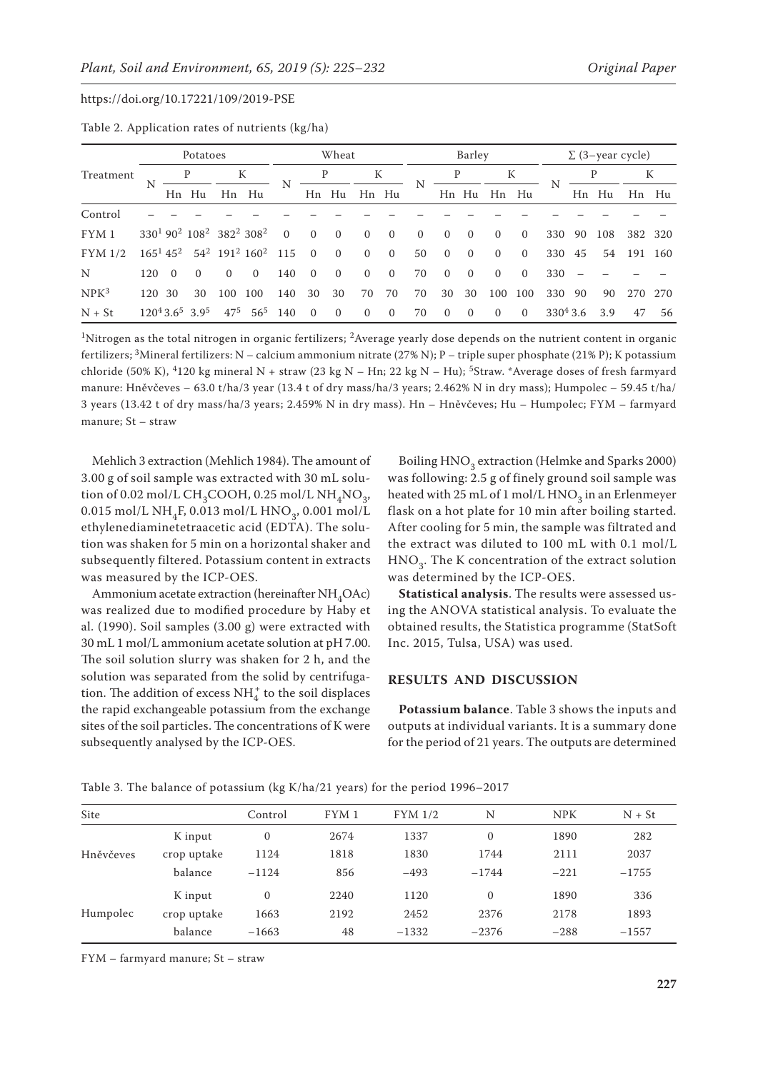Table 2. Application rates of nutrients (kg/ha)

| Treatment | Potatoes | | | | | Wheat | | | | | Barley | | | | | ∑ (3–year cycle) | | | | |
|---|---|---|---|---|---|---|---|---|---|---|---|---|---|---|---|---|---|---|---|---|
| | N | P | | K | | N | P | | K | | N | P | | K | | N | P | | K | |
| | | Hn | Hu | Hn | Hu | | Hn | Hu | Hn | Hu | | Hn | Hu | Hn | Hu | | Hn | Hu | Hn | Hu |
| Control | – | – | – | – | – | – | – | – | – | – | – | – | – | – | – | – | – | – | – | – |
| FYM 1 | 330[1] | 90[2] | 108[2] | 382[2] | 308[2] | 0 | 0 | 0 | 0 | 0 | 0 | 0 | 0 | 0 | 0 | 330 | 90 | 108 | 382 | 320 |
| FYM 1/2 | 165[1] | 45[2] | 54[2] | 191[2] | 160[2] | 115 | 0 | 0 | 0 | 0 | 50 | 0 | 0 | 0 | 0 | 330 | 45 | 54 | 191 | 160 |
| N | 120 | 0 | 0 | 0 | 0 | 140 | 0 | 0 | 0 | 0 | 70 | 0 | 0 | 0 | 0 | 330 | – | – | – | – |
| NPK[3] | 120 | 30 | 30 | 100 | 100 | 140 | 30 | 30 | 70 | 70 | 70 | 30 | 30 | 100 | 100 | 330 | 90 | 90 | 270 | 270 |
| N + St | 120[4] | 3.6[5] | 3.9[5] | 47[5] | 56[5] | 140 | 0 | 0 | 0 | 0 | 70 | 0 | 0 | 0 | 0 | 330[4] | 3.6 | 3.9 | 47 | 56 |

[1]Nitrogen as the total nitrogen in organic fertilizers; [2]Average yearly dose depends on the nutrient content in organic fertilizers; [3]Mineral fertilizers: N – calcium ammonium nitrate (27% N); P – triple super phosphate (21% P); K potassium chloride (50% K), [4]120 kg mineral N + straw (23 kg N – Hn; 22 kg N – Hu); [5]Straw. *Average doses of fresh farmyard manure: Hněvčeves – 63.0 t/ha/3 year (13.4 t of dry mass/ha/3 years; 2.462% N in dry mass); Humpolec – 59.45 t/ha/3 years (13.42 t of dry mass/ha/3 years; 2.459% N in dry mass). Hn – Hněvčeves; Hu – Humpolec; FYM – farmyard manure; St – straw

Mehlich 3 extraction (Mehlich 1984). The amount of 3.00 g of soil sample was extracted with 30 mL solution of 0.02 mol/L $CH_3COOH$, 0.25 mol/L $NH_4NO_3$, 0.015 mol/L $NH_4F$, 0.013 mol/L $HNO_3$, 0.001 mol/L ethylenediaminetetraacetic acid (EDTA). The solution was shaken for 5 min on a horizontal shaker and subsequently filtered. Potassium content in extracts was measured by the ICP-OES.

Ammonium acetate extraction (hereinafter $NH_4OAc$) was realized due to modified procedure by Haby et al. (1990). Soil samples (3.00 g) were extracted with 30 mL 1 mol/L ammonium acetate solution at pH 7.00. The soil solution slurry was shaken for 2 h, and the solution was separated from the solid by centrifugation. The addition of excess $NH_4^+$ to the soil displaces the rapid exchangeable potassium from the exchange sites of the soil particles. The concentrations of K were subsequently analysed by the ICP-OES.

Boiling $HNO_3$ extraction (Helmke and Sparks 2000) was following: 2.5 g of finely ground soil sample was heated with 25 mL of 1 mol/L $HNO_3$ in an Erlenmeyer flask on a hot plate for 10 min after boiling started. After cooling for 5 min, the sample was filtrated and the extract was diluted to 100 mL with 0.1 mol/L $HNO_3$. The K concentration of the extract solution was determined by the ICP-OES.

**Statistical analysis**. The results were assessed using the ANOVA statistical analysis. To evaluate the obtained results, the Statistica programme (StatSoft Inc. 2015, Tulsa, USA) was used.

## RESULTS AND DISCUSSION

**Potassium balance**. Table 3 shows the inputs and outputs at individual variants. It is a summary done for the period of 21 years. The outputs are determined

Table 3. The balance of potassium (kg K/ha/21 years) for the period 1996–2017

| Site | | Control | FYM 1 | FYM 1/2 | N | NPK | N + St |
|---|---|---|---|---|---|---|---|
| Hněvčeves | K input | 0 | 2674 | 1337 | 0 | 1890 | 282 |
| | crop uptake | 1124 | 1818 | 1830 | 1744 | 2111 | 2037 |
| | balance | −1124 | 856 | −493 | −1744 | −221 | −1755 |
| Humpolec | K input | 0 | 2240 | 1120 | 0 | 1890 | 336 |
| | crop uptake | 1663 | 2192 | 2452 | 2376 | 2178 | 1893 |
| | balance | −1663 | 48 | −1332 | −2376 | −288 | −1557 |

FYM – farmyard manure; St – straw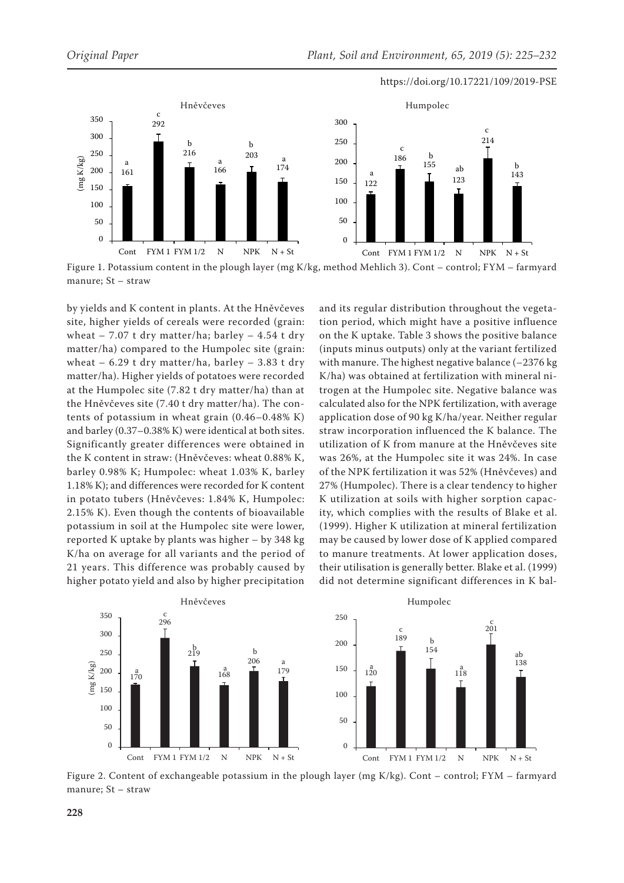Figure 1. Potassium content in the plough layer (mg K/kg, method Mehlich 3). Cont – control; FYM – farmyard manure; St – straw

by yields and K content in plants. At the Hněvčeves site, higher yields of cereals were recorded (grain: wheat – 7.07 t dry matter/ha; barley – 4.54 t dry matter/ha) compared to the Humpolec site (grain: wheat – 6.29 t dry matter/ha, barley – 3.83 t dry matter/ha). Higher yields of potatoes were recorded at the Humpolec site (7.82 t dry matter/ha) than at the Hněvčeves site (7.40 t dry matter/ha). The contents of potassium in wheat grain (0.46–0.48% K) and barley (0.37–0.38% K) were identical at both sites. Significantly greater differences were obtained in the K content in straw: (Hněvčeves: wheat 0.88% K, barley 0.98% K; Humpolec: wheat 1.03% K, barley 1.18% K); and differences were recorded for K content in potato tubers (Hněvčeves: 1.84% K, Humpolec: 2.15% K). Even though the contents of bioavailable potassium in soil at the Humpolec site were lower, reported K uptake by plants was higher – by 348 kg K/ha on average for all variants and the period of 21 years. This difference was probably caused by higher potato yield and also by higher precipitation and its regular distribution throughout the vegetation period, which might have a positive influence on the K uptake. Table 3 shows the positive balance (inputs minus outputs) only at the variant fertilized with manure. The highest negative balance (–2376 kg K/ha) was obtained at fertilization with mineral nitrogen at the Humpolec site. Negative balance was calculated also for the NPK fertilization, with average application dose of 90 kg K/ha/year. Neither regular straw incorporation influenced the K balance. The utilization of K from manure at the Hněvčeves site was 26%, at the Humpolec site it was 24%. In case of the NPK fertilization it was 52% (Hněvčeves) and 27% (Humpolec). There is a clear tendency to higher K utilization at soils with higher sorption capacity, which complies with the results of Blake et al. (1999). Higher K utilization at mineral fertilization may be caused by lower dose of K applied compared to manure treatments. At lower application doses, their utilisation is generally better. Blake et al. (1999) did not determine significant differences in K bal-

Figure 2. Content of exchangeable potassium in the plough layer (mg K/kg). Cont – control; FYM – farmyard manure; St – straw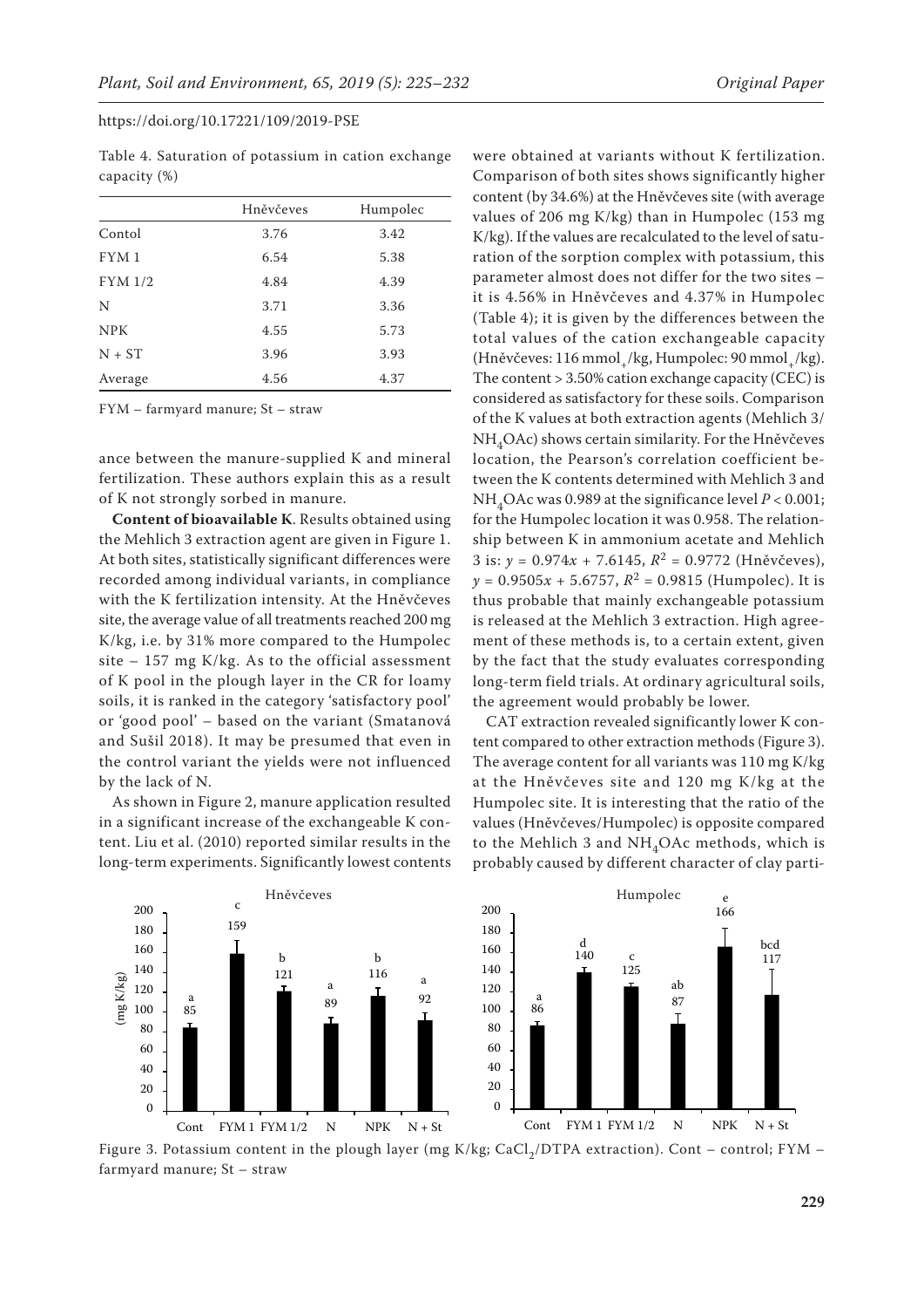Table 4. Saturation of potassium in cation exchange capacity (%)

| | Hněvčeves | Humpolec |
|---|---|---|
| Contol | 3.76 | 3.42 |
| FYM 1 | 6.54 | 5.38 |
| FYM 1/2 | 4.84 | 4.39 |
| N | 3.71 | 3.36 |
| NPK | 4.55 | 5.73 |
| N + ST | 3.96 | 3.93 |
| Average | 4.56 | 4.37 |

FYM – farmyard manure; St – straw

ance between the manure-supplied K and mineral fertilization. These authors explain this as a result of K not strongly sorbed in manure.

**Content of bioavailable K**. Results obtained using the Mehlich 3 extraction agent are given in Figure 1. At both sites, statistically significant differences were recorded among individual variants, in compliance with the K fertilization intensity. At the Hněvčeves site, the average value of all treatments reached 200 mg K/kg, i.e. by 31% more compared to the Humpolec site – 157 mg K/kg. As to the official assessment of K pool in the plough layer in the CR for loamy soils, it is ranked in the category 'satisfactory pool' or 'good pool' – based on the variant (Smatanová and Sušil 2018). It may be presumed that even in the control variant the yields were not influenced by the lack of N.

As shown in Figure 2, manure application resulted in a significant increase of the exchangeable K content. Liu et al. (2010) reported similar results in the long-term experiments. Significantly lowest contents were obtained at variants without K fertilization. Comparison of both sites shows significantly higher content (by 34.6%) at the Hněvčeves site (with average values of 206 mg K/kg) than in Humpolec (153 mg K/kg). If the values are recalculated to the level of saturation of the sorption complex with potassium, this parameter almost does not differ for the two sites – it is 4.56% in Hněvčeves and 4.37% in Humpolec (Table 4); it is given by the differences between the total values of the cation exchangeable capacity (Hněvčeves: 116 $mmol_+$/kg, Humpolec: 90 $mmol_+$/kg). The content > 3.50% cation exchange capacity (CEC) is considered as satisfactory for these soils. Comparison of the K values at both extraction agents (Mehlich 3/$NH_4OAc$) shows certain similarity. For the Hněvčeves location, the Pearson's correlation coefficient between the K contents determined with Mehlich 3 and $NH_4OAc$ was 0.989 at the significance level $P < 0.001$; for the Humpolec location it was 0.958. The relationship between K in ammonium acetate and Mehlich 3 is: $y = 0.974x + 7.6145$, $R^2 = 0.9772$ (Hněvčeves), $y = 0.9505x + 5.6757$, $R^2 = 0.9815$ (Humpolec). It is thus probable that mainly exchangeable potassium is released at the Mehlich 3 extraction. High agreement of these methods is, to a certain extent, given by the fact that the study evaluates corresponding long-term field trials. At ordinary agricultural soils, the agreement would probably be lower.

CAT extraction revealed significantly lower K content compared to other extraction methods (Figure 3). The average content for all variants was 110 mg K/kg at the Hněvčeves site and 120 mg K/kg at the Humpolec site. It is interesting that the ratio of the values (Hněvčeves/Humpolec) is opposite compared to the Mehlich 3 and $NH_4OAc$ methods, which is probably caused by different character of clay parti-

Figure 3. Potassium content in the plough layer (mg K/kg; $CaCl_2$/DTPA extraction). Cont – control; FYM – farmyard manure; St – straw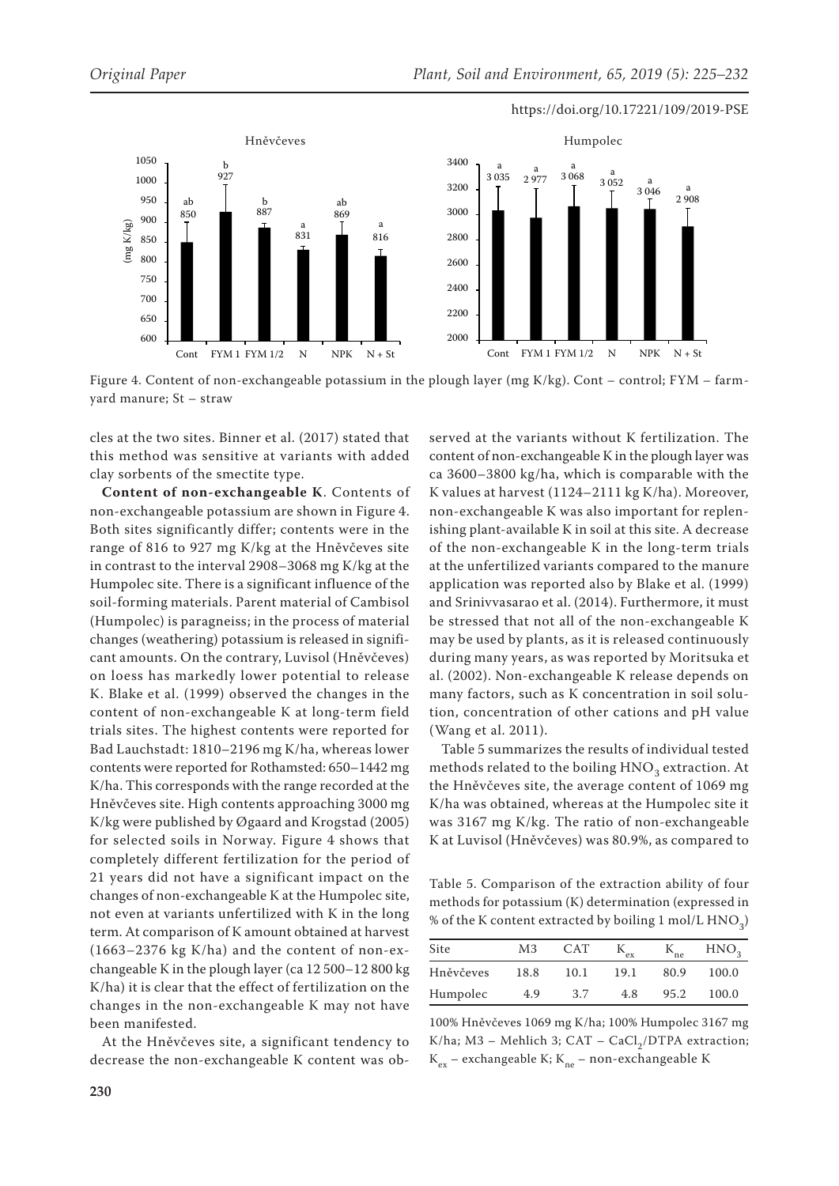Figure 4. Content of non-exchangeable potassium in the plough layer (mg K/kg). Cont – control; FYM – farmyard manure; St – straw

cles at the two sites. Binner et al. (2017) stated that this method was sensitive at variants with added clay sorbents of the smectite type.

**Content of non-exchangeable K**. Contents of non-exchangeable potassium are shown in Figure 4. Both sites significantly differ; contents were in the range of 816 to 927 mg K/kg at the Hněvčeves site in contrast to the interval 2908–3068 mg K/kg at the Humpolec site. There is a significant influence of the soil-forming materials. Parent material of Cambisol (Humpolec) is paragneiss; in the process of material changes (weathering) potassium is released in significant amounts. On the contrary, Luvisol (Hněvčeves) on loess has markedly lower potential to release K. Blake et al. (1999) observed the changes in the content of non-exchangeable K at long-term field trials sites. The highest contents were reported for Bad Lauchstadt: 1810–2196 mg K/ha, whereas lower contents were reported for Rothamsted: 650–1442 mg K/ha. This corresponds with the range recorded at the Hněvčeves site. High contents approaching 3000 mg K/kg were published by Øgaard and Krogstad (2005) for selected soils in Norway. Figure 4 shows that completely different fertilization for the period of 21 years did not have a significant impact on the changes of non-exchangeable K at the Humpolec site, not even at variants unfertilized with K in the long term. At comparison of K amount obtained at harvest (1663–2376 kg K/ha) and the content of non-exchangeable K in the plough layer (ca 12 500–12 800 kg K/ha) it is clear that the effect of fertilization on the changes in the non-exchangeable K may not have been manifested.

At the Hněvčeves site, a significant tendency to decrease the non-exchangeable K content was observed at the variants without K fertilization. The content of non-exchangeable K in the plough layer was ca 3600–3800 kg/ha, which is comparable with the K values at harvest (1124–2111 kg K/ha). Moreover, non-exchangeable K was also important for replenishing plant-available K in soil at this site. A decrease of the non-exchangeable K in the long-term trials at the unfertilized variants compared to the manure application was reported also by Blake et al. (1999) and Srinivvasarao et al. (2014). Furthermore, it must be stressed that not all of the non-exchangeable K may be used by plants, as it is released continuously during many years, as was reported by Moritsuka et al. (2002). Non-exchangeable K release depends on many factors, such as K concentration in soil solution, concentration of other cations and pH value (Wang et al. 2011).

Table 5 summarizes the results of individual tested methods related to the boiling $HNO_3$ extraction. At the Hněvčeves site, the average content of 1069 mg K/ha was obtained, whereas at the Humpolec site it was 3167 mg K/kg. The ratio of non-exchangeable K at Luvisol (Hněvčeves) was 80.9%, as compared to

Table 5. Comparison of the extraction ability of four methods for potassium (K) determination (expressed in % of the K content extracted by boiling 1 mol/L $HNO_3$)

| Site | M3 | CAT | $K_{ex}$ | $K_{ne}$ | $HNO_3$ |
|---|---|---|---|---|---|
| Hněvčeves | 18.8 | 10.1 | 19.1 | 80.9 | 100.0 |
| Humpolec | 4.9 | 3.7 | 4.8 | 95.2 | 100.0 |

100% Hněvčeves 1069 mg K/ha; 100% Humpolec 3167 mg K/ha; M3 – Mehlich 3; CAT – $CaCl_2$/DTPA extraction; $K_{ex}$ – exchangeable K; $K_{ne}$ – non-exchangeable K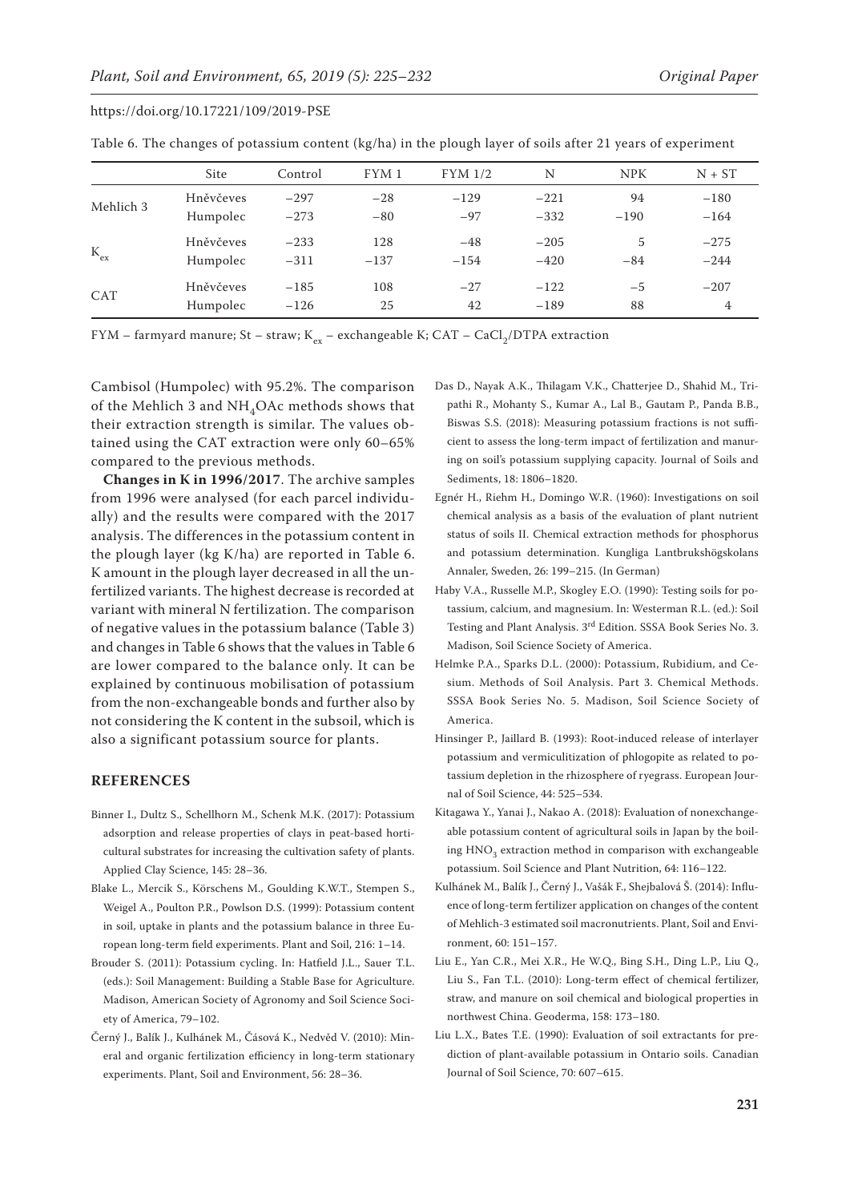Table 6. The changes of potassium content (kg/ha) in the plough layer of soils after 21 years of experiment

| | Site | Control | FYM 1 | FYM 1/2 | N | NPK | N + ST |
|---|---|---|---|---|---|---|---|
| Mehlich 3 | Hněvčeves | −297 | −28 | −129 | −221 | 94 | −180 |
| | Humpolec | −273 | −80 | −97 | −332 | −190 | −164 |
| $K_{ex}$ | Hněvčeves | −233 | 128 | −48 | −205 | 5 | −275 |
| | Humpolec | −311 | −137 | −154 | −420 | −84 | −244 |
| CAT | Hněvčeves | −185 | 108 | −27 | −122 | −5 | −207 |
| | Humpolec | −126 | 25 | 42 | −189 | 88 | 4 |

FYM – farmyard manure; St – straw; $K_{ex}$ – exchangeable K; CAT – $CaCl_2$/DTPA extraction

Cambisol (Humpolec) with 95.2%. The comparison of the Mehlich 3 and $NH_4OAc$ methods shows that their extraction strength is similar. The values obtained using the CAT extraction were only 60–65% compared to the previous methods.

**Changes in K in 1996/2017**. The archive samples from 1996 were analysed (for each parcel individually) and the results were compared with the 2017 analysis. The differences in the potassium content in the plough layer (kg K/ha) are reported in Table 6. K amount in the plough layer decreased in all the unfertilized variants. The highest decrease is recorded at variant with mineral N fertilization. The comparison of negative values in the potassium balance (Table 3) and changes in Table 6 shows that the values in Table 6 are lower compared to the balance only. It can be explained by continuous mobilisation of potassium from the non-exchangeable bonds and further also by not considering the K content in the subsoil, which is also a significant potassium source for plants.

## REFERENCES

Binner I., Dultz S., Schellhorn M., Schenk M.K. (2017): Potassium adsorption and release properties of clays in peat-based horticultural substrates for increasing the cultivation safety of plants. Applied Clay Science, 145: 28–36.

Blake L., Mercik S., Körschens M., Goulding K.W.T., Stempen S., Weigel A., Poulton P.R., Powlson D.S. (1999): Potassium content in soil, uptake in plants and the potassium balance in three European long-term field experiments. Plant and Soil, 216: 1–14.

Brouder S. (2011): Potassium cycling. In: Hatfield J.L., Sauer T.L. (eds.): Soil Management: Building a Stable Base for Agriculture. Madison, American Society of Agronomy and Soil Science Society of America, 79–102.

Černý J., Balík J., Kulhánek M., Čásová K., Nedvěd V. (2010): Mineral and organic fertilization efficiency in long-term stationary experiments. Plant, Soil and Environment, 56: 28–36.

Das D., Nayak A.K., Thilagam V.K., Chatterjee D., Shahid M., Tripathi R., Mohanty S., Kumar A., Lal B., Gautam P., Panda B.B., Biswas S.S. (2018): Measuring potassium fractions is not sufficient to assess the long-term impact of fertilization and manuring on soil's potassium supplying capacity. Journal of Soils and Sediments, 18: 1806–1820.

Egnér H., Riehm H., Domingo W.R. (1960): Investigations on soil chemical analysis as a basis of the evaluation of plant nutrient status of soils II. Chemical extraction methods for phosphorus and potassium determination. Kungliga Lantbrukshögskolans Annaler, Sweden, 26: 199–215. (In German)

Haby V.A., Russelle M.P., Skogley E.O. (1990): Testing soils for potassium, calcium, and magnesium. In: Westerman R.L. (ed.): Soil Testing and Plant Analysis. 3rd Edition. SSSA Book Series No. 3. Madison, Soil Science Society of America.

Helmke P.A., Sparks D.L. (2000): Potassium, Rubidium, and Cesium. Methods of Soil Analysis. Part 3. Chemical Methods. SSSA Book Series No. 5. Madison, Soil Science Society of America.

Hinsinger P., Jaillard B. (1993): Root-induced release of interlayer potassium and vermiculitization of phlogopite as related to potassium depletion in the rhizosphere of ryegrass. European Journal of Soil Science, 44: 525–534.

Kitagawa Y., Yanai J., Nakao A. (2018): Evaluation of nonexchangeable potassium content of agricultural soils in Japan by the boiling $HNO_3$ extraction method in comparison with exchangeable potassium. Soil Science and Plant Nutrition, 64: 116–122.

Kulhánek M., Balík J., Černý J., Vašák F., Shejbalová Š. (2014): Influence of long-term fertilizer application on changes of the content of Mehlich-3 estimated soil macronutrients. Plant, Soil and Environment, 60: 151–157.

Liu E., Yan C.R., Mei X.R., He W.Q., Bing S.H., Ding L.P., Liu Q., Liu S., Fan T.L. (2010): Long-term effect of chemical fertilizer, straw, and manure on soil chemical and biological properties in northwest China. Geoderma, 158: 173–180.

Liu L.X., Bates T.E. (1990): Evaluation of soil extractants for prediction of plant-available potassium in Ontario soils. Canadian Journal of Soil Science, 70: 607–615.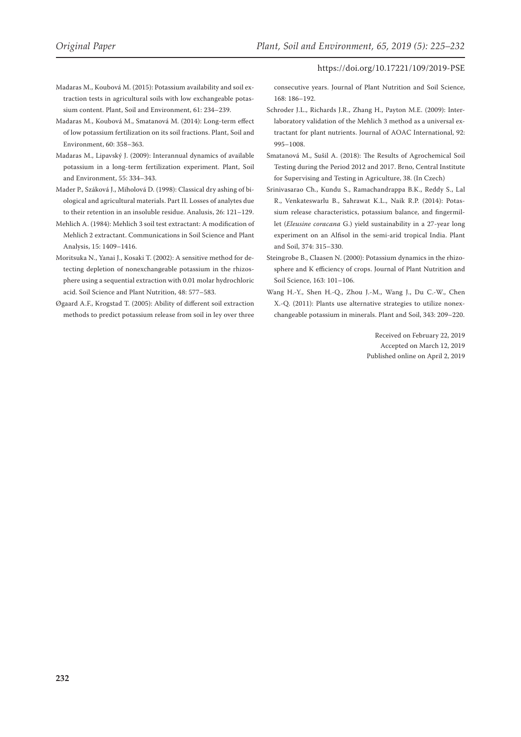Madaras M., Koubová M. (2015): Potassium availability and soil extraction tests in agricultural soils with low exchangeable potassium content. Plant, Soil and Environment, 61: 234–239.

Madaras M., Koubová M., Smatanová M. (2014): Long-term effect of low potassium fertilization on its soil fractions. Plant, Soil and Environment, 60: 358–363.

Madaras M., Lipavský J. (2009): Interannual dynamics of available potassium in a long-term fertilization experiment. Plant, Soil and Environment, 55: 334–343.

Mader P., Száková J., Miholová D. (1998): Classical dry ashing of biological and agricultural materials. Part II. Losses of analytes due to their retention in an insoluble residue. Analusis, 26: 121–129.

Mehlich A. (1984): Mehlich 3 soil test extractant: A modification of Mehlich 2 extractant. Communications in Soil Science and Plant Analysis, 15: 1409–1416.

Moritsuka N., Yanai J., Kosaki T. (2002): A sensitive method for detecting depletion of nonexchangeable potassium in the rhizosphere using a sequential extraction with 0.01 molar hydrochloric acid. Soil Science and Plant Nutrition, 48: 577–583.

Øgaard A.F., Krogstad T. (2005): Ability of different soil extraction methods to predict potassium release from soil in ley over three consecutive years. Journal of Plant Nutrition and Soil Science, 168: 186–192.

Schroder J.L., Richards J.R., Zhang H., Payton M.E. (2009): Interlaboratory validation of the Mehlich 3 method as a universal extractant for plant nutrients. Journal of AOAC International, 92: 995–1008.

Smatanová M., Sušil A. (2018): The Results of Agrochemical Soil Testing during the Period 2012 and 2017. Brno, Central Institute for Supervising and Testing in Agriculture, 38. (In Czech)

Srinivasarao Ch., Kundu S., Ramachandrappa B.K., Reddy S., Lal R., Venkateswarlu B., Sahrawat K.L., Naik R.P. (2014): Potassium release characteristics, potassium balance, and fingermillet (*Eleusine coracana* G.) yield sustainability in a 27-year long experiment on an Alfisol in the semi-arid tropical India. Plant and Soil, 374: 315–330.

Steingrobe B., Claasen N. (2000): Potassium dynamics in the rhizosphere and K efficiency of crops. Journal of Plant Nutrition and Soil Science, 163: 101–106.

Wang H.-Y., Shen H.-Q., Zhou J.-M., Wang J., Du C.-W., Chen X.-Q. (2011): Plants use alternative strategies to utilize nonexchangeable potassium in minerals. Plant and Soil, 343: 209–220.

Received on February 22, 2019
Accepted on March 12, 2019
Published online on April 2, 2019